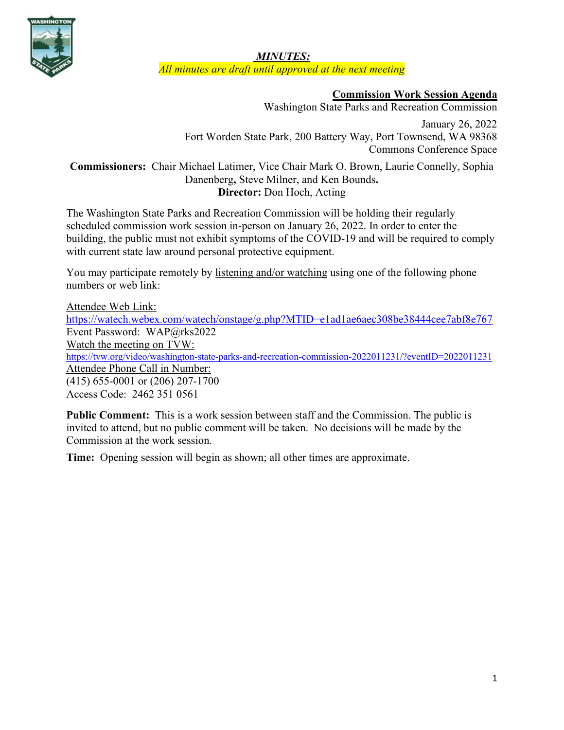***MINUTES:***

*All minutes are draft until approved at the next meeting*

# Commission Work Session Agenda

Washington State Parks and Recreation Commission

January 26, 2022

Fort Worden State Park, 200 Battery Way, Port Townsend, WA 98368

Commons Conference Space

**Commissioners:** Chair Michael Latimer, Vice Chair Mark O. Brown, Laurie Connelly, Sophia Danenberg**,** Steve Milner, and Ken Bounds**.**

**Director:** Don Hoch, Acting

The Washington State Parks and Recreation Commission will be holding their regularly scheduled commission work session in-person on January 26, 2022. In order to enter the building, the public must not exhibit symptoms of the COVID-19 and will be required to comply with current state law around personal protective equipment.

You may participate remotely by listening and/or watching using one of the following phone numbers or web link:

Attendee Web Link:
https://watech.webex.com/watech/onstage/g.php?MTID=e1ad1ae6aec308be38444cee7abf8e767
Event Password: WAP@rks2022
Watch the meeting on TVW:
https://tvw.org/video/washington-state-parks-and-recreation-commission-2022011231/?eventID=2022011231
Attendee Phone Call in Number:
(415) 655-0001 or (206) 207-1700
Access Code: 2462 351 0561

**Public Comment:** This is a work session between staff and the Commission. The public is invited to attend, but no public comment will be taken. No decisions will be made by the Commission at the work session.

**Time:** Opening session will begin as shown; all other times are approximate.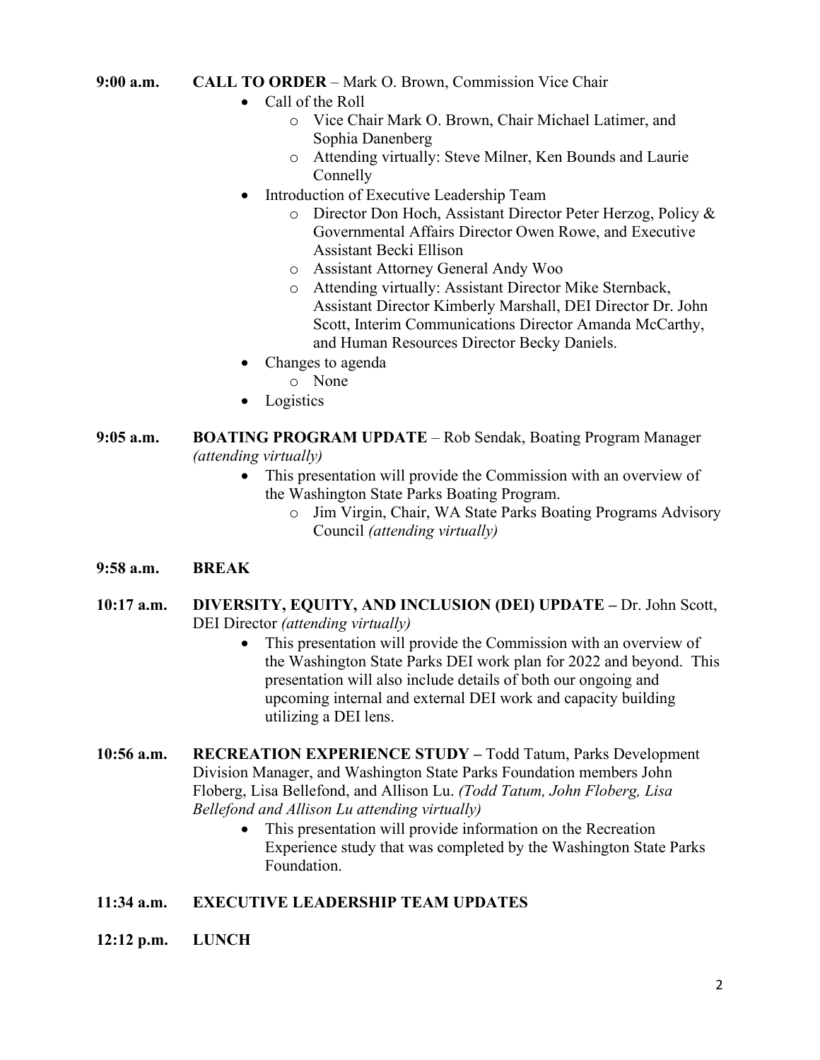**9:00 a.m.** **CALL TO ORDER** – Mark O. Brown, Commission Vice Chair

- Call of the Roll
  - Vice Chair Mark O. Brown, Chair Michael Latimer, and Sophia Danenberg
  - Attending virtually: Steve Milner, Ken Bounds and Laurie Connelly
- Introduction of Executive Leadership Team
  - Director Don Hoch, Assistant Director Peter Herzog, Policy & Governmental Affairs Director Owen Rowe, and Executive Assistant Becki Ellison
  - Assistant Attorney General Andy Woo
  - Attending virtually: Assistant Director Mike Sternback, Assistant Director Kimberly Marshall, DEI Director Dr. John Scott, Interim Communications Director Amanda McCarthy, and Human Resources Director Becky Daniels.
- Changes to agenda
  - None
- Logistics

**9:05 a.m.** **BOATING PROGRAM UPDATE** – Rob Sendak, Boating Program Manager *(attending virtually)*

- This presentation will provide the Commission with an overview of the Washington State Parks Boating Program.
  - Jim Virgin, Chair, WA State Parks Boating Programs Advisory Council *(attending virtually)*

**9:58 a.m.** **BREAK**

**10:17 a.m.** **DIVERSITY, EQUITY, AND INCLUSION (DEI) UPDATE –** Dr. John Scott, DEI Director *(attending virtually)*

- This presentation will provide the Commission with an overview of the Washington State Parks DEI work plan for 2022 and beyond. This presentation will also include details of both our ongoing and upcoming internal and external DEI work and capacity building utilizing a DEI lens.

**10:56 a.m.** **RECREATION EXPERIENCE STUDY –** Todd Tatum, Parks Development Division Manager, and Washington State Parks Foundation members John Floberg, Lisa Bellefond, and Allison Lu. *(Todd Tatum, John Floberg, Lisa Bellefond and Allison Lu attending virtually)*

- This presentation will provide information on the Recreation Experience study that was completed by the Washington State Parks Foundation.

**11:34 a.m.** **EXECUTIVE LEADERSHIP TEAM UPDATES**

**12:12 p.m.** **LUNCH**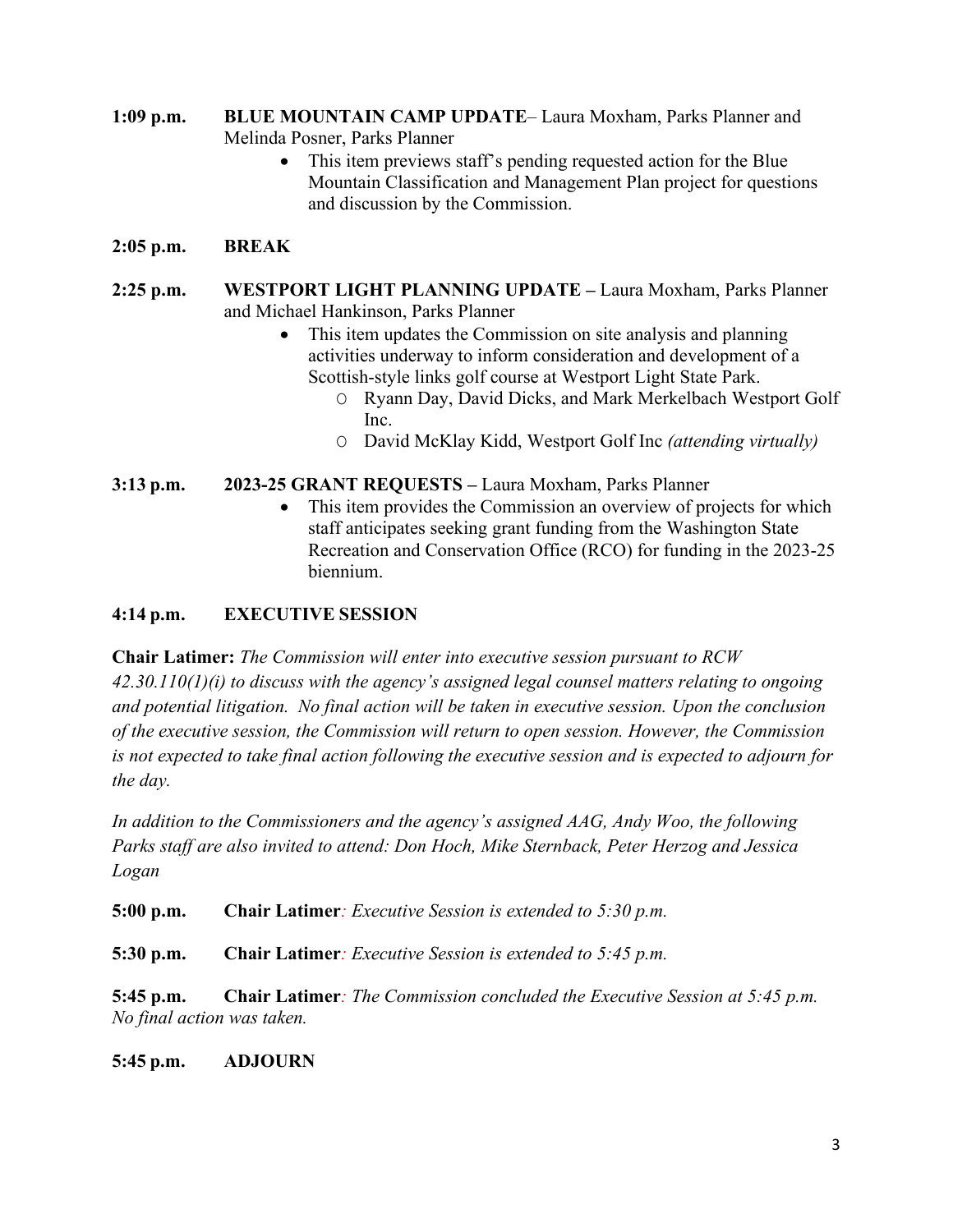**1:09 p.m.** **BLUE MOUNTAIN CAMP UPDATE**– Laura Moxham, Parks Planner and Melinda Posner, Parks Planner

- This item previews staff's pending requested action for the Blue Mountain Classification and Management Plan project for questions and discussion by the Commission.

**2:05 p.m.** **BREAK**

**2:25 p.m.** **WESTPORT LIGHT PLANNING UPDATE –** Laura Moxham, Parks Planner and Michael Hankinson, Parks Planner

- This item updates the Commission on site analysis and planning activities underway to inform consideration and development of a Scottish-style links golf course at Westport Light State Park.
  - Ryann Day, David Dicks, and Mark Merkelbach Westport Golf Inc.
  - David McKlay Kidd, Westport Golf Inc *(attending virtually)*

**3:13 p.m.** **2023-25 GRANT REQUESTS –** Laura Moxham, Parks Planner

- This item provides the Commission an overview of projects for which staff anticipates seeking grant funding from the Washington State Recreation and Conservation Office (RCO) for funding in the 2023-25 biennium.

**4:14 p.m.** **EXECUTIVE SESSION**

**Chair Latimer:** *The Commission will enter into executive session pursuant to RCW 42.30.110(1)(i) to discuss with the agency's assigned legal counsel matters relating to ongoing and potential litigation. No final action will be taken in executive session. Upon the conclusion of the executive session, the Commission will return to open session. However, the Commission is not expected to take final action following the executive session and is expected to adjourn for the day.*

*In addition to the Commissioners and the agency's assigned AAG, Andy Woo, the following Parks staff are also invited to attend: Don Hoch, Mike Sternback, Peter Herzog and Jessica Logan*

**5:00 p.m.** **Chair Latimer***: Executive Session is extended to 5:30 p.m.*

**5:30 p.m.** **Chair Latimer***: Executive Session is extended to 5:45 p.m.*

**5:45 p.m.** **Chair Latimer***: The Commission concluded the Executive Session at 5:45 p.m. No final action was taken.*

**5:45 p.m.** **ADJOURN**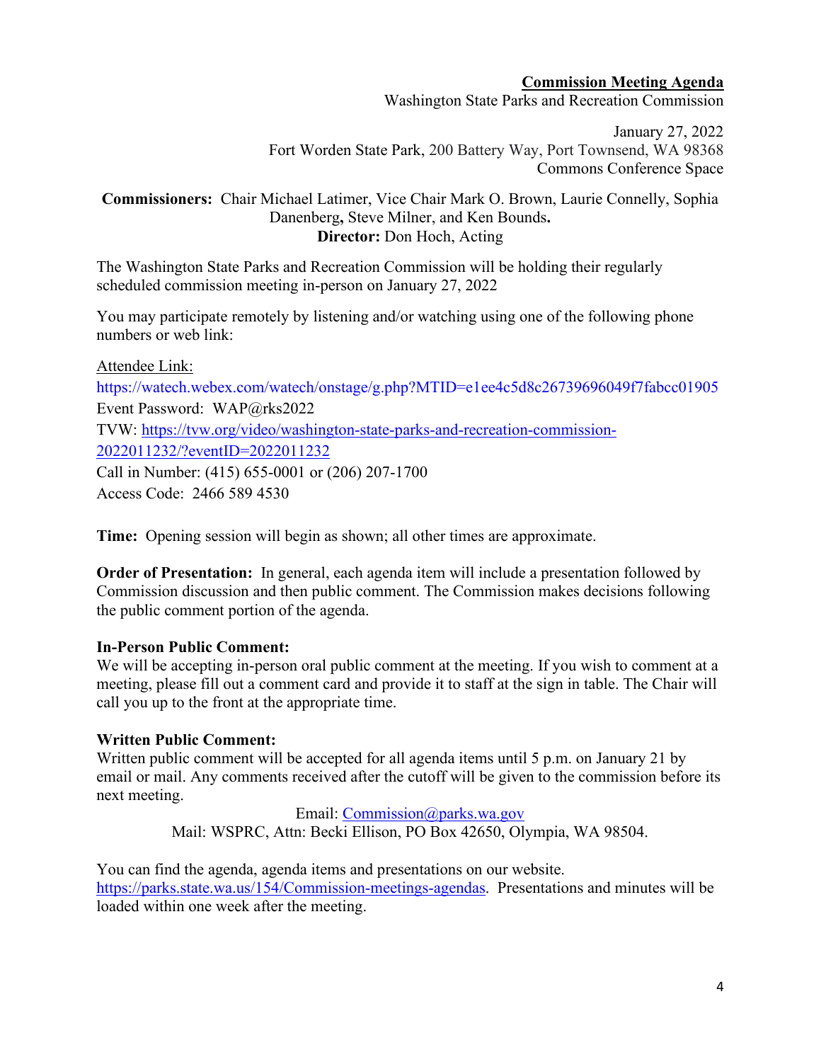**Commission Meeting Agenda**

Washington State Parks and Recreation Commission

January 27, 2022

Fort Worden State Park, 200 Battery Way, Port Townsend, WA 98368

Commons Conference Space

**Commissioners:** Chair Michael Latimer, Vice Chair Mark O. Brown, Laurie Connelly, Sophia Danenberg**,** Steve Milner, and Ken Bounds**.**

**Director:** Don Hoch, Acting

The Washington State Parks and Recreation Commission will be holding their regularly scheduled commission meeting in-person on January 27, 2022

You may participate remotely by listening and/or watching using one of the following phone numbers or web link:

Attendee Link:

https://watech.webex.com/watech/onstage/g.php?MTID=e1ee4c5d8c26739696049f7fabcc01905

Event Password: WAP@rks2022

TVW: https://tvw.org/video/washington-state-parks-and-recreation-commission-2022011232/?eventID=2022011232

Call in Number: (415) 655-0001 or (206) 207-1700

Access Code: 2466 589 4530

**Time:** Opening session will begin as shown; all other times are approximate.

**Order of Presentation:** In general, each agenda item will include a presentation followed by Commission discussion and then public comment. The Commission makes decisions following the public comment portion of the agenda.

**In-Person Public Comment:**

We will be accepting in-person oral public comment at the meeting. If you wish to comment at a meeting, please fill out a comment card and provide it to staff at the sign in table. The Chair will call you up to the front at the appropriate time.

**Written Public Comment:**

Written public comment will be accepted for all agenda items until 5 p.m. on January 21 by email or mail. Any comments received after the cutoff will be given to the commission before its next meeting.

Email: Commission@parks.wa.gov

Mail: WSPRC, Attn: Becki Ellison, PO Box 42650, Olympia, WA 98504.

You can find the agenda, agenda items and presentations on our website. https://parks.state.wa.us/154/Commission-meetings-agendas. Presentations and minutes will be loaded within one week after the meeting.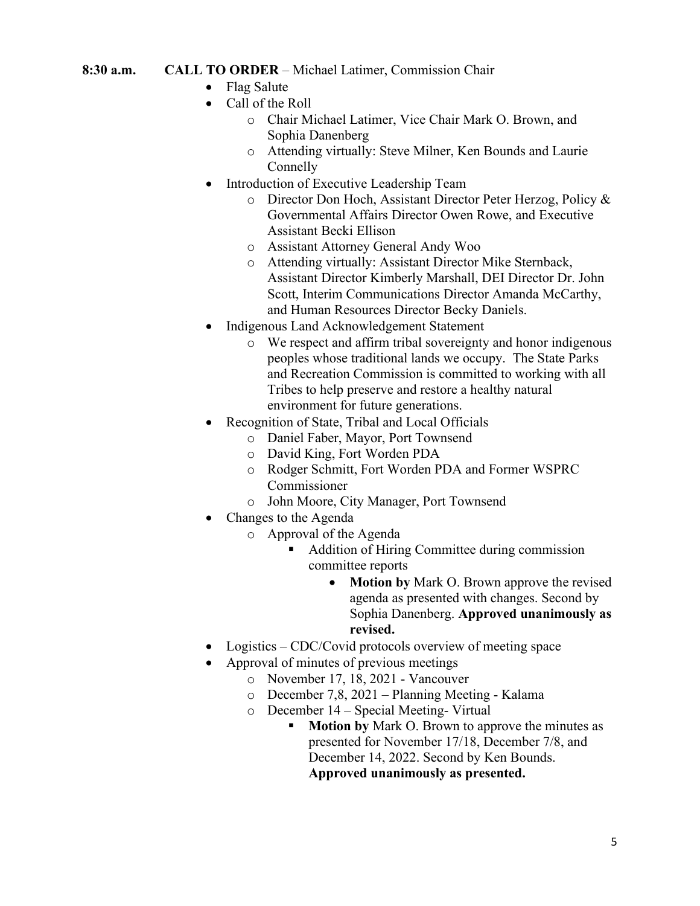**8:30 a.m. CALL TO ORDER** – Michael Latimer, Commission Chair

- Flag Salute
- Call of the Roll
  - Chair Michael Latimer, Vice Chair Mark O. Brown, and Sophia Danenberg
  - Attending virtually: Steve Milner, Ken Bounds and Laurie Connelly
- Introduction of Executive Leadership Team
  - Director Don Hoch, Assistant Director Peter Herzog, Policy & Governmental Affairs Director Owen Rowe, and Executive Assistant Becki Ellison
  - Assistant Attorney General Andy Woo
  - Attending virtually: Assistant Director Mike Sternback, Assistant Director Kimberly Marshall, DEI Director Dr. John Scott, Interim Communications Director Amanda McCarthy, and Human Resources Director Becky Daniels.
- Indigenous Land Acknowledgement Statement
  - We respect and affirm tribal sovereignty and honor indigenous peoples whose traditional lands we occupy. The State Parks and Recreation Commission is committed to working with all Tribes to help preserve and restore a healthy natural environment for future generations.
- Recognition of State, Tribal and Local Officials
  - Daniel Faber, Mayor, Port Townsend
  - David King, Fort Worden PDA
  - Rodger Schmitt, Fort Worden PDA and Former WSPRC Commissioner
  - John Moore, City Manager, Port Townsend
- Changes to the Agenda
  - Approval of the Agenda
    - Addition of Hiring Committee during commission committee reports
      - **Motion by** Mark O. Brown approve the revised agenda as presented with changes. Second by Sophia Danenberg. **Approved unanimously as revised.**
- Logistics – CDC/Covid protocols overview of meeting space
- Approval of minutes of previous meetings
  - November 17, 18, 2021 - Vancouver
  - December 7,8, 2021 – Planning Meeting - Kalama
  - December 14 – Special Meeting- Virtual
    - **Motion by** Mark O. Brown to approve the minutes as presented for November 17/18, December 7/8, and December 14, 2022. Second by Ken Bounds. **Approved unanimously as presented.**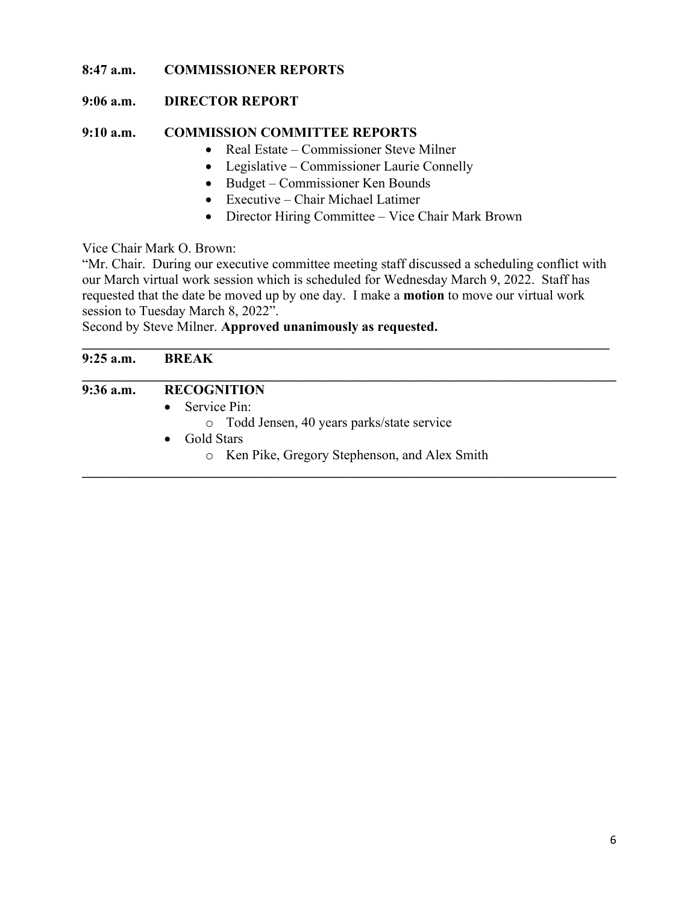**8:47 a.m.  COMMISSIONER REPORTS**

**9:06 a.m.  DIRECTOR REPORT**

**9:10 a.m.  COMMISSION COMMITTEE REPORTS**

- Real Estate – Commissioner Steve Milner
- Legislative – Commissioner Laurie Connelly
- Budget – Commissioner Ken Bounds
- Executive – Chair Michael Latimer
- Director Hiring Committee – Vice Chair Mark Brown

Vice Chair Mark O. Brown:
"Mr. Chair. During our executive committee meeting staff discussed a scheduling conflict with our March virtual work session which is scheduled for Wednesday March 9, 2022. Staff has requested that the date be moved up by one day. I make a **motion** to move our virtual work session to Tuesday March 8, 2022".
Second by Steve Milner. **Approved unanimously as requested.**

---

**9:25 a.m.  BREAK**

---

**9:36 a.m.  RECOGNITION**

- Service Pin:
  - Todd Jensen, 40 years parks/state service
- Gold Stars
  - Ken Pike, Gregory Stephenson, and Alex Smith

---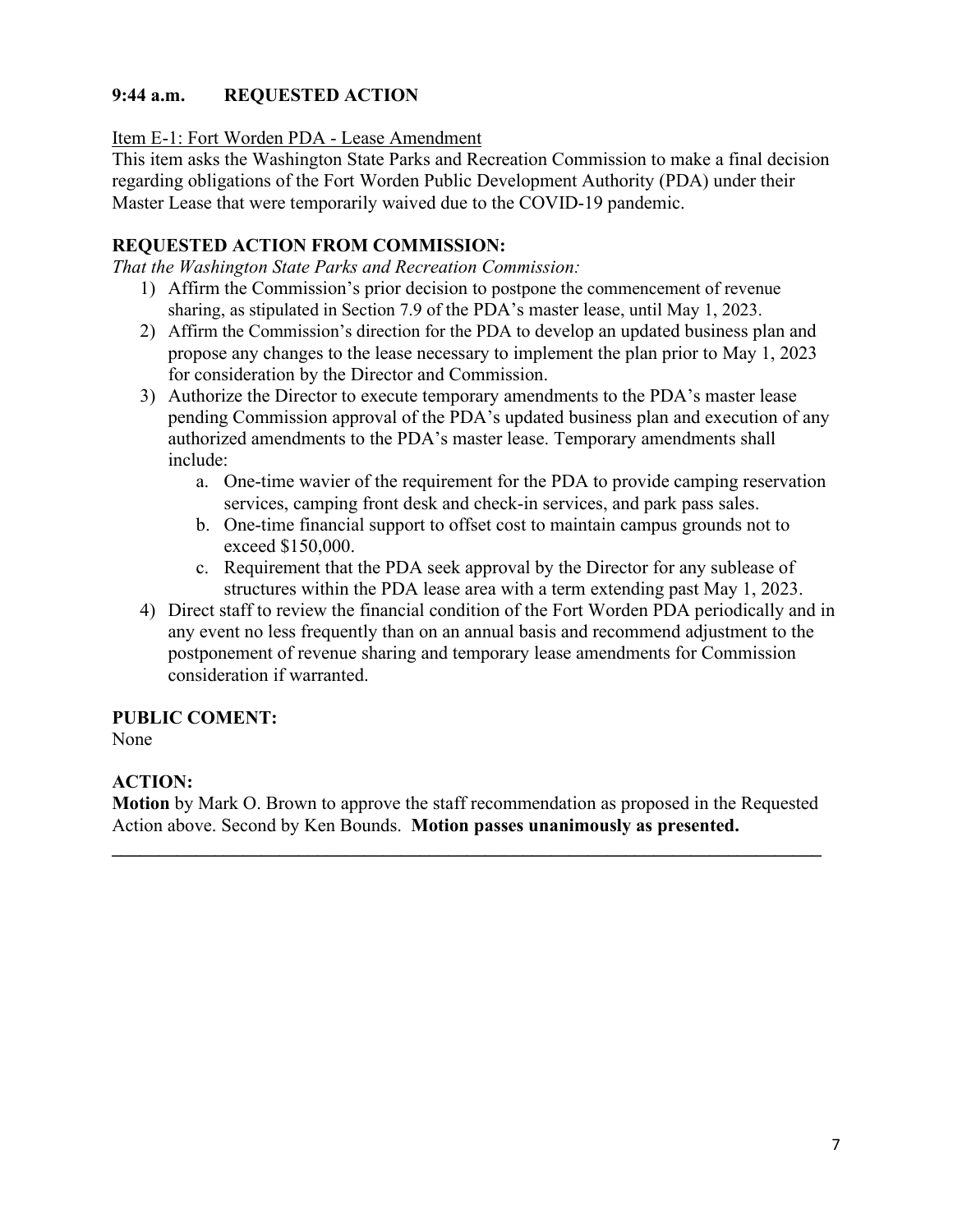**9:44 a.m. REQUESTED ACTION**

Item E-1: Fort Worden PDA - Lease Amendment

This item asks the Washington State Parks and Recreation Commission to make a final decision regarding obligations of the Fort Worden Public Development Authority (PDA) under their Master Lease that were temporarily waived due to the COVID-19 pandemic.

**REQUESTED ACTION FROM COMMISSION:**

*That the Washington State Parks and Recreation Commission:*

1) Affirm the Commission's prior decision to postpone the commencement of revenue sharing, as stipulated in Section 7.9 of the PDA's master lease, until May 1, 2023.
2) Affirm the Commission's direction for the PDA to develop an updated business plan and propose any changes to the lease necessary to implement the plan prior to May 1, 2023 for consideration by the Director and Commission.
3) Authorize the Director to execute temporary amendments to the PDA's master lease pending Commission approval of the PDA's updated business plan and execution of any authorized amendments to the PDA's master lease. Temporary amendments shall include:
   a. One-time wavier of the requirement for the PDA to provide camping reservation services, camping front desk and check-in services, and park pass sales.
   b. One-time financial support to offset cost to maintain campus grounds not to exceed $150,000.
   c. Requirement that the PDA seek approval by the Director for any sublease of structures within the PDA lease area with a term extending past May 1, 2023.
4) Direct staff to review the financial condition of the Fort Worden PDA periodically and in any event no less frequently than on an annual basis and recommend adjustment to the postponement of revenue sharing and temporary lease amendments for Commission consideration if warranted.

**PUBLIC COMENT:**

None

**ACTION:**

**Motion** by Mark O. Brown to approve the staff recommendation as proposed in the Requested Action above. Second by Ken Bounds. **Motion passes unanimously as presented.**

---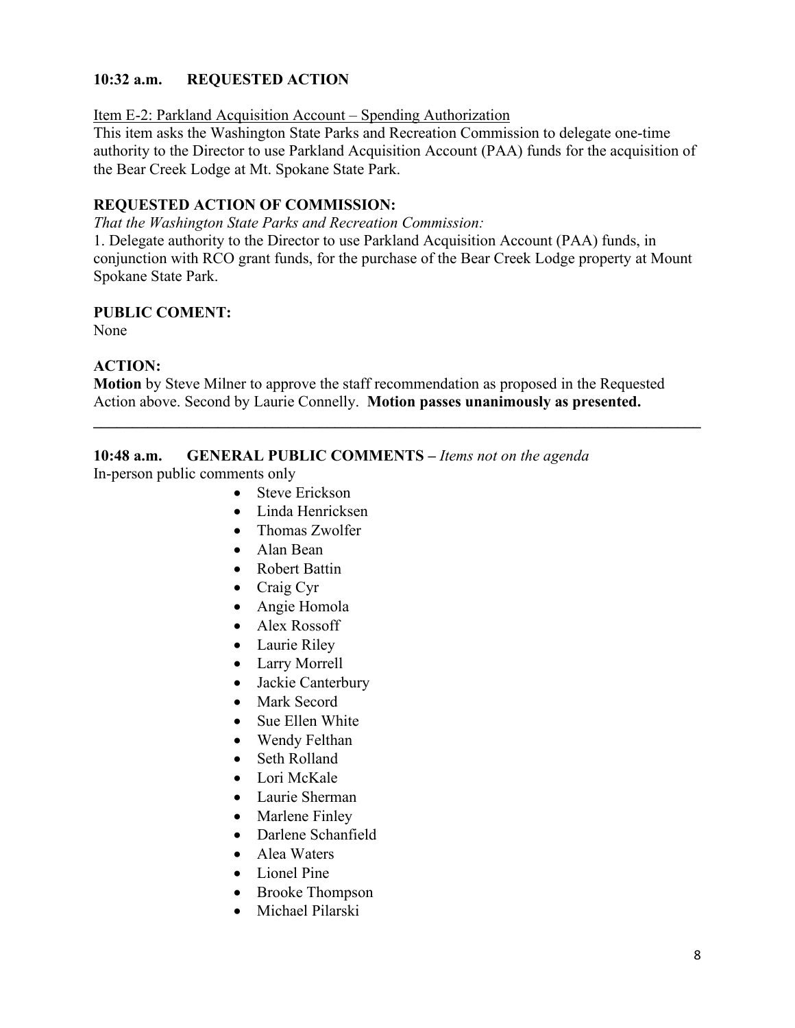**10:32 a.m. REQUESTED ACTION**

Item E-2: Parkland Acquisition Account – Spending Authorization

This item asks the Washington State Parks and Recreation Commission to delegate one-time authority to the Director to use Parkland Acquisition Account (PAA) funds for the acquisition of the Bear Creek Lodge at Mt. Spokane State Park.

**REQUESTED ACTION OF COMMISSION:**

*That the Washington State Parks and Recreation Commission:*

1. Delegate authority to the Director to use Parkland Acquisition Account (PAA) funds, in conjunction with RCO grant funds, for the purchase of the Bear Creek Lodge property at Mount Spokane State Park.

**PUBLIC COMENT:**

None

**ACTION:**

**Motion** by Steve Milner to approve the staff recommendation as proposed in the Requested Action above. Second by Laurie Connelly. **Motion passes unanimously as presented.**

---

**10:48 a.m. GENERAL PUBLIC COMMENTS –** *Items not on the agenda*

In-person public comments only

- Steve Erickson
- Linda Henricksen
- Thomas Zwolfer
- Alan Bean
- Robert Battin
- Craig Cyr
- Angie Homola
- Alex Rossoff
- Laurie Riley
- Larry Morrell
- Jackie Canterbury
- Mark Secord
- Sue Ellen White
- Wendy Felthan
- Seth Rolland
- Lori McKale
- Laurie Sherman
- Marlene Finley
- Darlene Schanfield
- Alea Waters
- Lionel Pine
- Brooke Thompson
- Michael Pilarski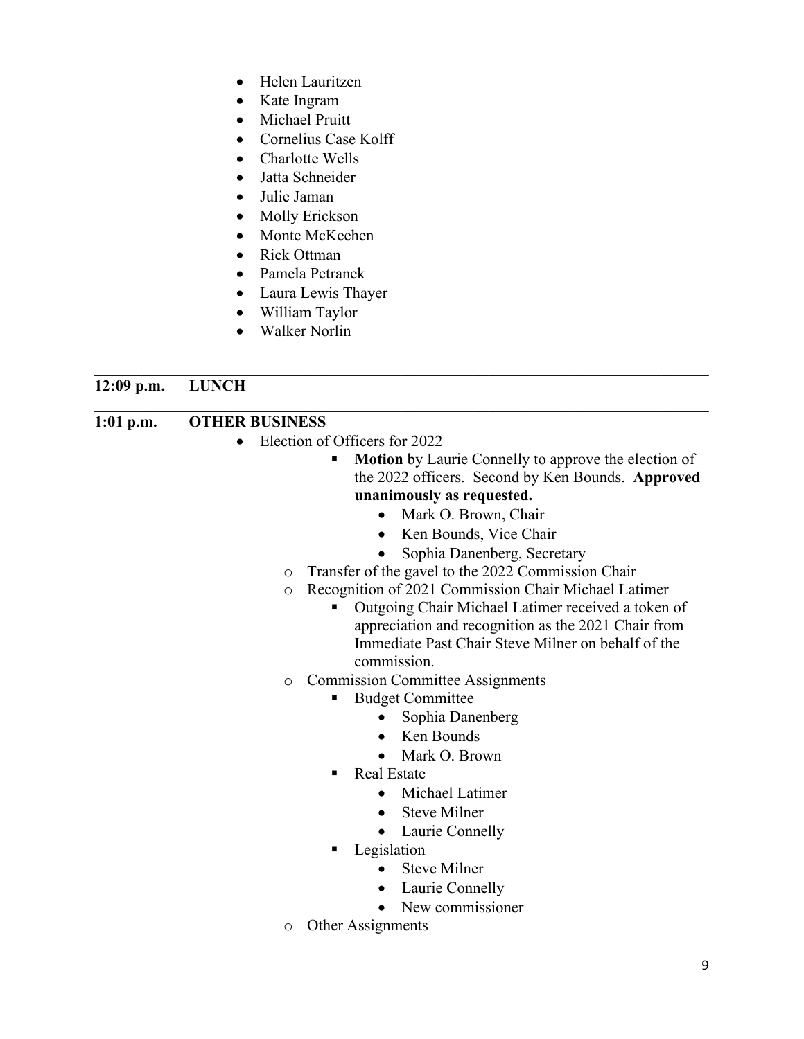- Helen Lauritzen
- Kate Ingram
- Michael Pruitt
- Cornelius Case Kolff
- Charlotte Wells
- Jatta Schneider
- Julie Jaman
- Molly Erickson
- Monte McKeehen
- Rick Ottman
- Pamela Petranek
- Laura Lewis Thayer
- William Taylor
- Walker Norlin

---

**12:09 p.m. LUNCH**

---

**1:01 p.m. OTHER BUSINESS**

- Election of Officers for 2022
  - **Motion** by Laurie Connelly to approve the election of the 2022 officers. Second by Ken Bounds. **Approved unanimously as requested.**
    - Mark O. Brown, Chair
    - Ken Bounds, Vice Chair
    - Sophia Danenberg, Secretary
  - Transfer of the gavel to the 2022 Commission Chair
  - Recognition of 2021 Commission Chair Michael Latimer
    - Outgoing Chair Michael Latimer received a token of appreciation and recognition as the 2021 Chair from Immediate Past Chair Steve Milner on behalf of the commission.
  - Commission Committee Assignments
    - Budget Committee
      - Sophia Danenberg
      - Ken Bounds
      - Mark O. Brown
    - Real Estate
      - Michael Latimer
      - Steve Milner
      - Laurie Connelly
    - Legislation
      - Steve Milner
      - Laurie Connelly
      - New commissioner
  - Other Assignments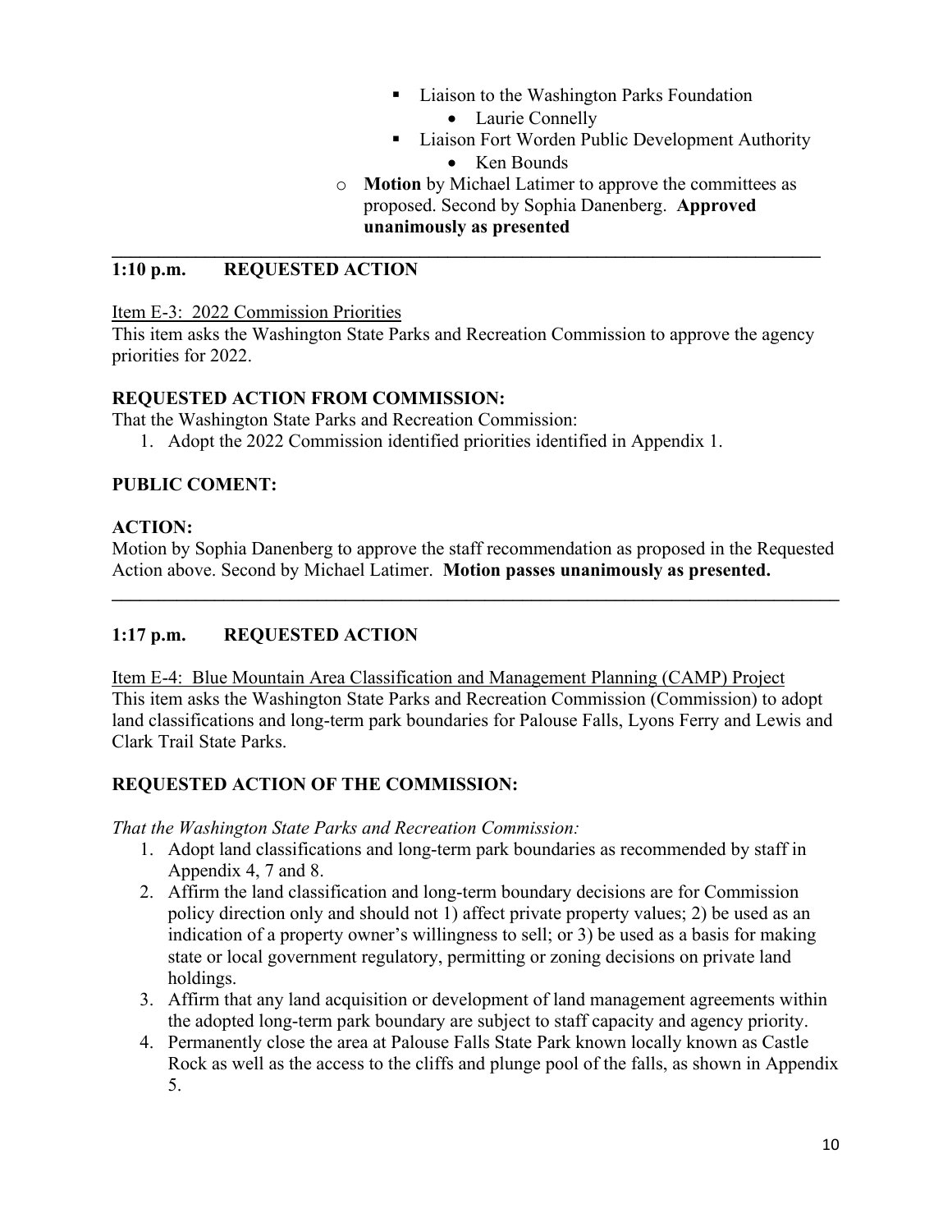- Liaison to the Washington Parks Foundation
    - Laurie Connelly
  - Liaison Fort Worden Public Development Authority
    - Ken Bounds
- **Motion** by Michael Latimer to approve the committees as proposed. Second by Sophia Danenberg. **Approved unanimously as presented**

---

**1:10 p.m. REQUESTED ACTION**

Item E-3: 2022 Commission Priorities
This item asks the Washington State Parks and Recreation Commission to approve the agency priorities for 2022.

**REQUESTED ACTION FROM COMMISSION:**
That the Washington State Parks and Recreation Commission:

1. Adopt the 2022 Commission identified priorities identified in Appendix 1.

**PUBLIC COMENT:**

**ACTION:**
Motion by Sophia Danenberg to approve the staff recommendation as proposed in the Requested Action above. Second by Michael Latimer. **Motion passes unanimously as presented.**

---

**1:17 p.m. REQUESTED ACTION**

Item E-4: Blue Mountain Area Classification and Management Planning (CAMP) Project
This item asks the Washington State Parks and Recreation Commission (Commission) to adopt land classifications and long-term park boundaries for Palouse Falls, Lyons Ferry and Lewis and Clark Trail State Parks.

**REQUESTED ACTION OF THE COMMISSION:**

*That the Washington State Parks and Recreation Commission:*

1. Adopt land classifications and long-term park boundaries as recommended by staff in Appendix 4, 7 and 8.
2. Affirm the land classification and long-term boundary decisions are for Commission policy direction only and should not 1) affect private property values; 2) be used as an indication of a property owner's willingness to sell; or 3) be used as a basis for making state or local government regulatory, permitting or zoning decisions on private land holdings.
3. Affirm that any land acquisition or development of land management agreements within the adopted long-term park boundary are subject to staff capacity and agency priority.
4. Permanently close the area at Palouse Falls State Park known locally known as Castle Rock as well as the access to the cliffs and plunge pool of the falls, as shown in Appendix 5.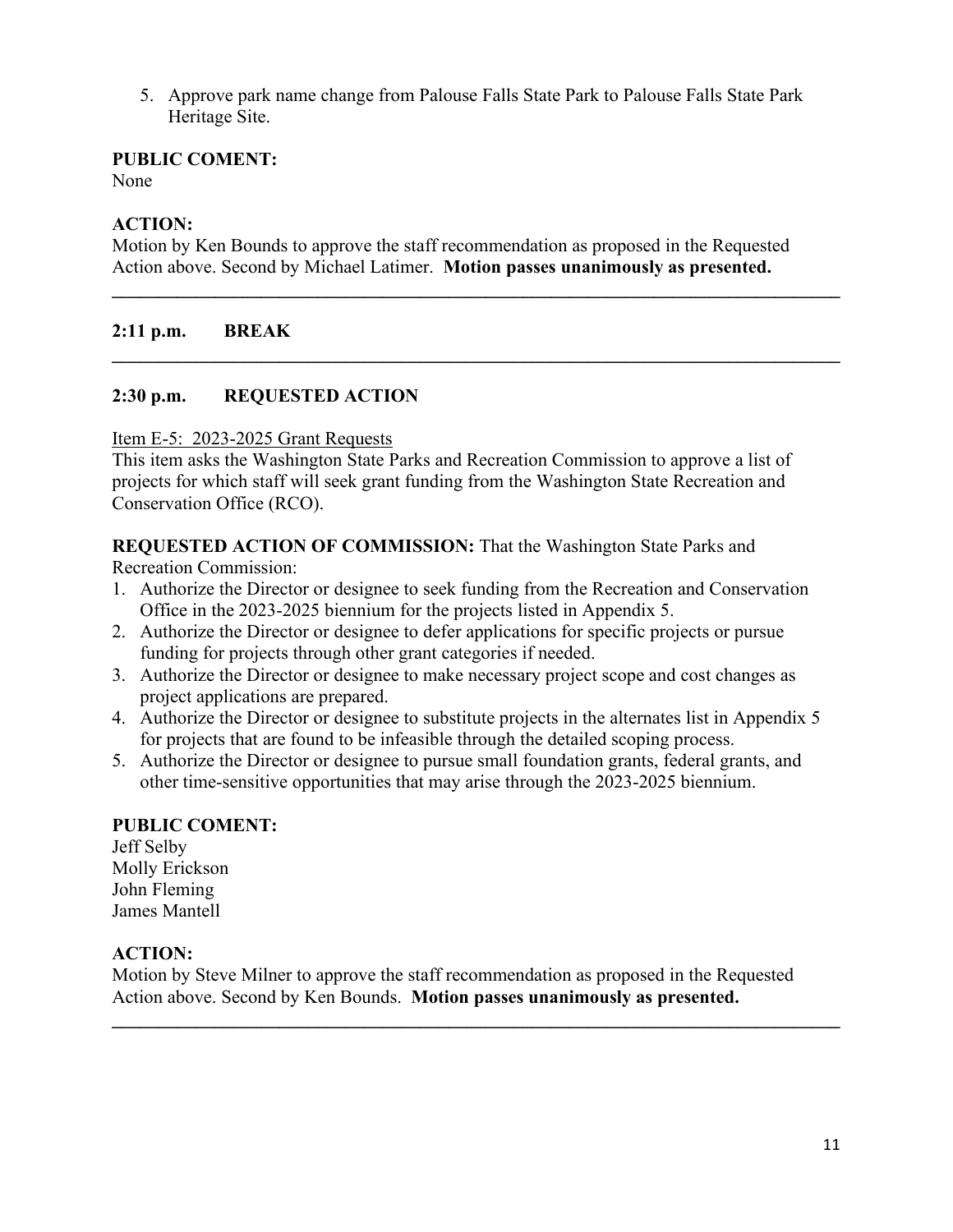5. Approve park name change from Palouse Falls State Park to Palouse Falls State Park Heritage Site.

**PUBLIC COMENT:**
None

**ACTION:**
Motion by Ken Bounds to approve the staff recommendation as proposed in the Requested Action above. Second by Michael Latimer. **Motion passes unanimously as presented.**

---

**2:11 p.m. BREAK**

---

**2:30 p.m. REQUESTED ACTION**

Item E-5: 2023-2025 Grant Requests
This item asks the Washington State Parks and Recreation Commission to approve a list of projects for which staff will seek grant funding from the Washington State Recreation and Conservation Office (RCO).

**REQUESTED ACTION OF COMMISSION:** That the Washington State Parks and Recreation Commission:

1. Authorize the Director or designee to seek funding from the Recreation and Conservation Office in the 2023-2025 biennium for the projects listed in Appendix 5.
2. Authorize the Director or designee to defer applications for specific projects or pursue funding for projects through other grant categories if needed.
3. Authorize the Director or designee to make necessary project scope and cost changes as project applications are prepared.
4. Authorize the Director or designee to substitute projects in the alternates list in Appendix 5 for projects that are found to be infeasible through the detailed scoping process.
5. Authorize the Director or designee to pursue small foundation grants, federal grants, and other time-sensitive opportunities that may arise through the 2023-2025 biennium.

**PUBLIC COMENT:**
Jeff Selby
Molly Erickson
John Fleming
James Mantell

**ACTION:**
Motion by Steve Milner to approve the staff recommendation as proposed in the Requested Action above. Second by Ken Bounds. **Motion passes unanimously as presented.**

---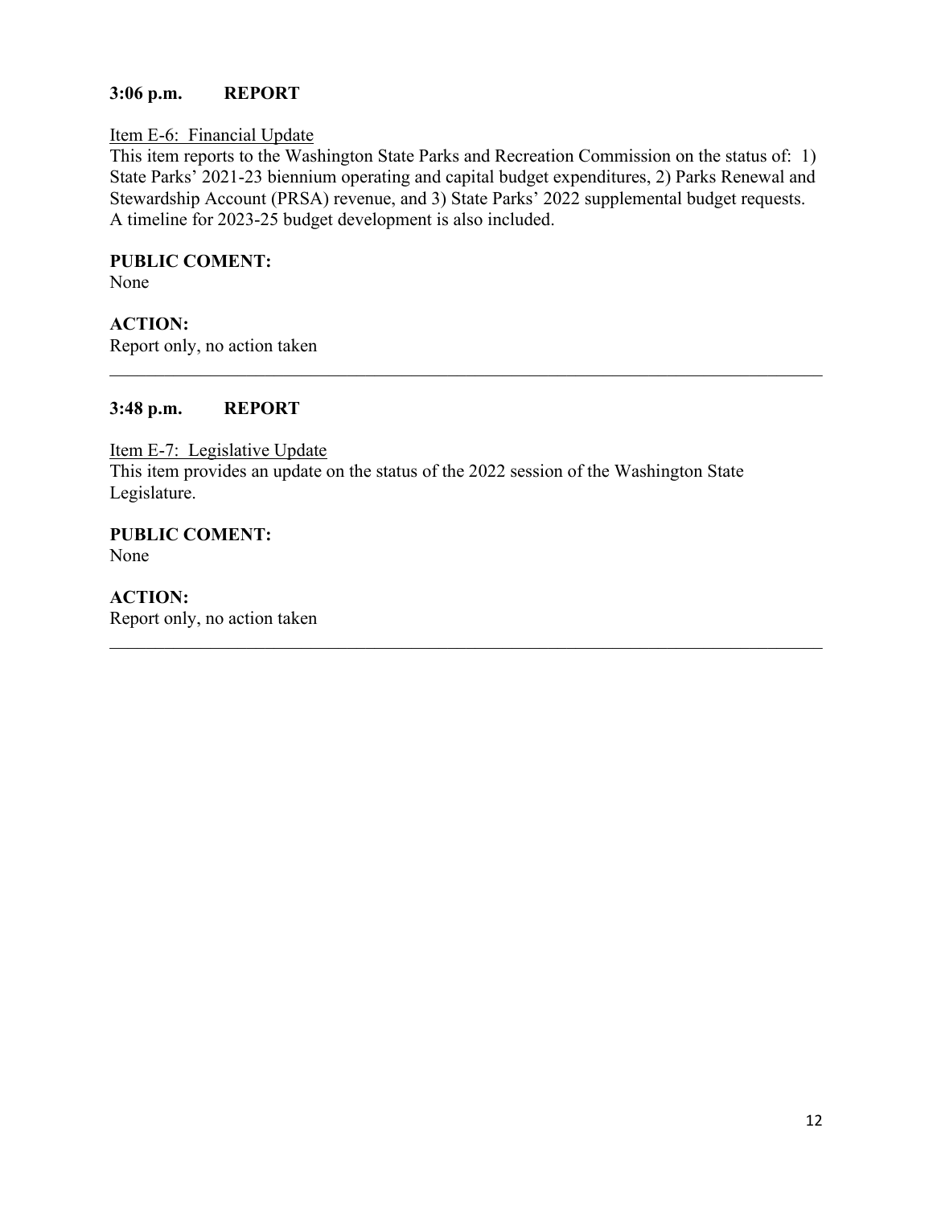**3:06 p.m. REPORT**

Item E-6: Financial Update

This item reports to the Washington State Parks and Recreation Commission on the status of: 1) State Parks' 2021-23 biennium operating and capital budget expenditures, 2) Parks Renewal and Stewardship Account (PRSA) revenue, and 3) State Parks' 2022 supplemental budget requests. A timeline for 2023-25 budget development is also included.

**PUBLIC COMENT:**

None

**ACTION:**

Report only, no action taken

---

**3:48 p.m. REPORT**

Item E-7: Legislative Update

This item provides an update on the status of the 2022 session of the Washington State Legislature.

**PUBLIC COMENT:**

None

**ACTION:**

Report only, no action taken

---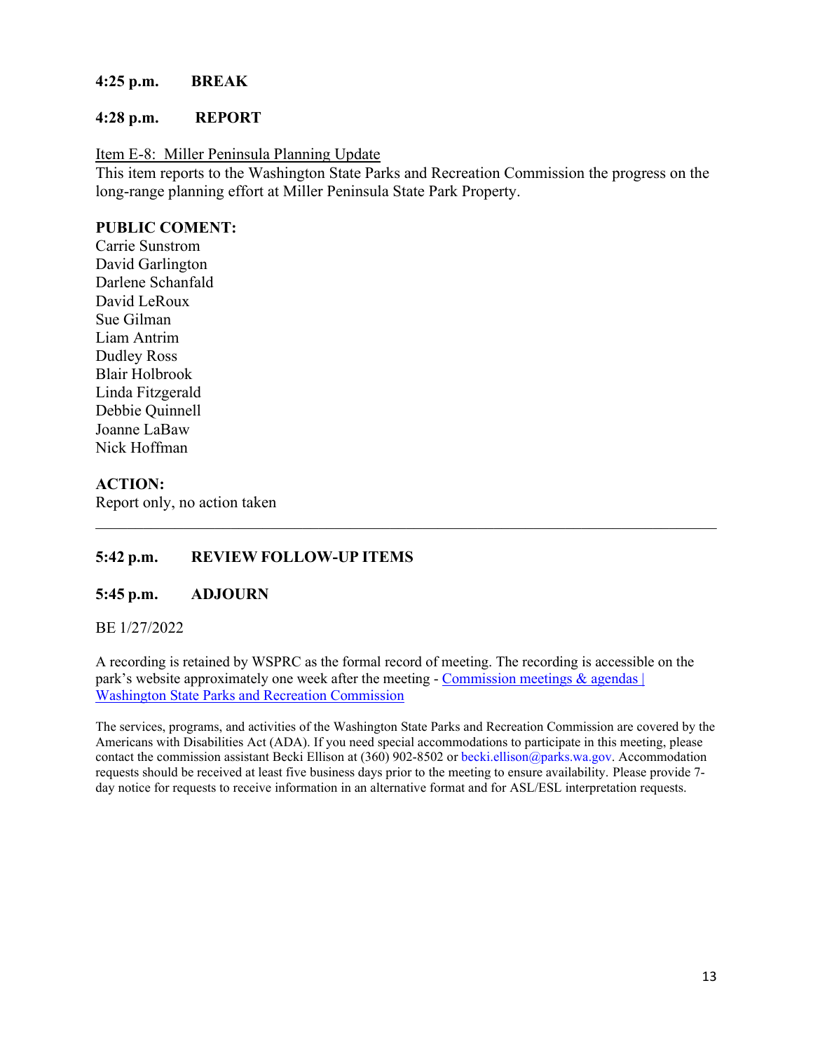**4:25 p.m. BREAK**

**4:28 p.m. REPORT**

Item E-8: Miller Peninsula Planning Update

This item reports to the Washington State Parks and Recreation Commission the progress on the long-range planning effort at Miller Peninsula State Park Property.

**PUBLIC COMENT:**

Carrie Sunstrom
David Garlington
Darlene Schanfald
David LeRoux
Sue Gilman
Liam Antrim
Dudley Ross
Blair Holbrook
Linda Fitzgerald
Debbie Quinnell
Joanne LaBaw
Nick Hoffman

**ACTION:**

Report only, no action taken

---

**5:42 p.m. REVIEW FOLLOW-UP ITEMS**

**5:45 p.m. ADJOURN**

BE 1/27/2022

A recording is retained by WSPRC as the formal record of meeting. The recording is accessible on the park's website approximately one week after the meeting - [Commission meetings & agendas | Washington State Parks and Recreation Commission]

The services, programs, and activities of the Washington State Parks and Recreation Commission are covered by the Americans with Disabilities Act (ADA). If you need special accommodations to participate in this meeting, please contact the commission assistant Becki Ellison at (360) 902-8502 or becki.ellison@parks.wa.gov. Accommodation requests should be received at least five business days prior to the meeting to ensure availability. Please provide 7-day notice for requests to receive information in an alternative format and for ASL/ESL interpretation requests.